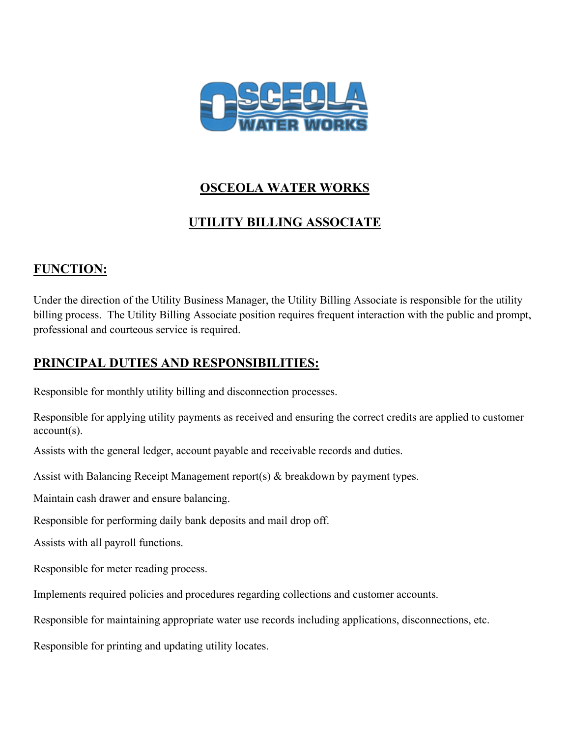# OSCEOLA WATER WORKS

## UTILITY BILLING ASSOCIATE

## FUNCTION:

Under the direction of the Utility Business Manager, the Utility Billing Associate is responsible for the utility billing process. The Utility Billing Associate position requires frequent interaction with the public and prompt, professional and courteous service is required.

## PRINCIPAL DUTIES AND RESPONSIBILITIES:

Responsible for monthly utility billing and disconnection processes.

Responsible for applying utility payments as received and ensuring the correct credits are applied to customer account(s).

Assists with the general ledger, account payable and receivable records and duties.

Assist with Balancing Receipt Management report(s) & breakdown by payment types.

Maintain cash drawer and ensure balancing.

Responsible for performing daily bank deposits and mail drop off.

Assists with all payroll functions.

Responsible for meter reading process.

Implements required policies and procedures regarding collections and customer accounts.

Responsible for maintaining appropriate water use records including applications, disconnections, etc.

Responsible for printing and updating utility locates.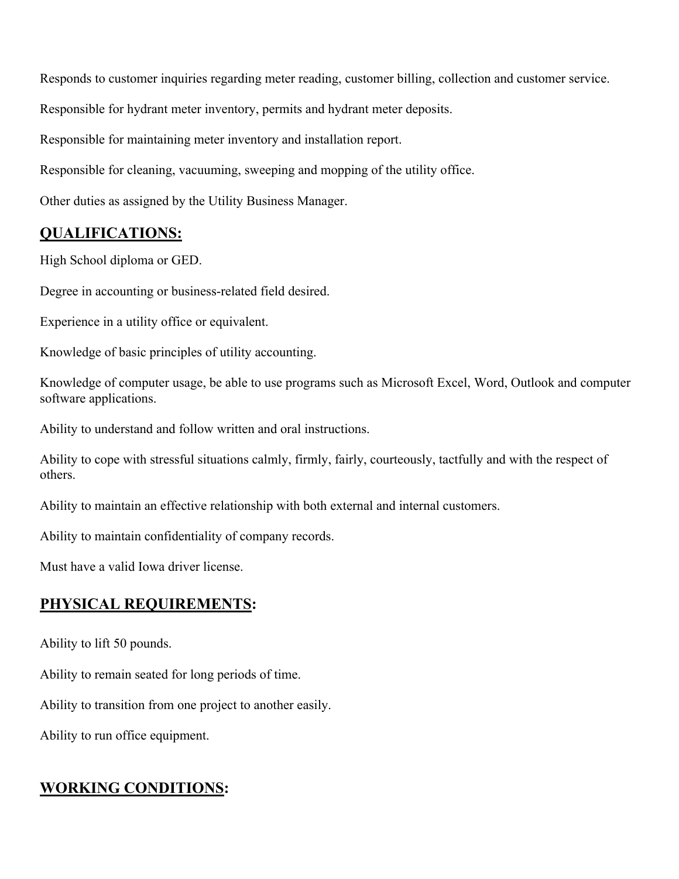Responds to customer inquiries regarding meter reading, customer billing, collection and customer service.

Responsible for hydrant meter inventory, permits and hydrant meter deposits.

Responsible for maintaining meter inventory and installation report.

Responsible for cleaning, vacuuming, sweeping and mopping of the utility office.

Other duties as assigned by the Utility Business Manager.

## QUALIFICATIONS:

High School diploma or GED.

Degree in accounting or business-related field desired.

Experience in a utility office or equivalent.

Knowledge of basic principles of utility accounting.

Knowledge of computer usage, be able to use programs such as Microsoft Excel, Word, Outlook and computer software applications.

Ability to understand and follow written and oral instructions.

Ability to cope with stressful situations calmly, firmly, fairly, courteously, tactfully and with the respect of others.

Ability to maintain an effective relationship with both external and internal customers.

Ability to maintain confidentiality of company records.

Must have a valid Iowa driver license.

## PHYSICAL REQUIREMENTS:

Ability to lift 50 pounds.

Ability to remain seated for long periods of time.

Ability to transition from one project to another easily.

Ability to run office equipment.

## WORKING CONDITIONS: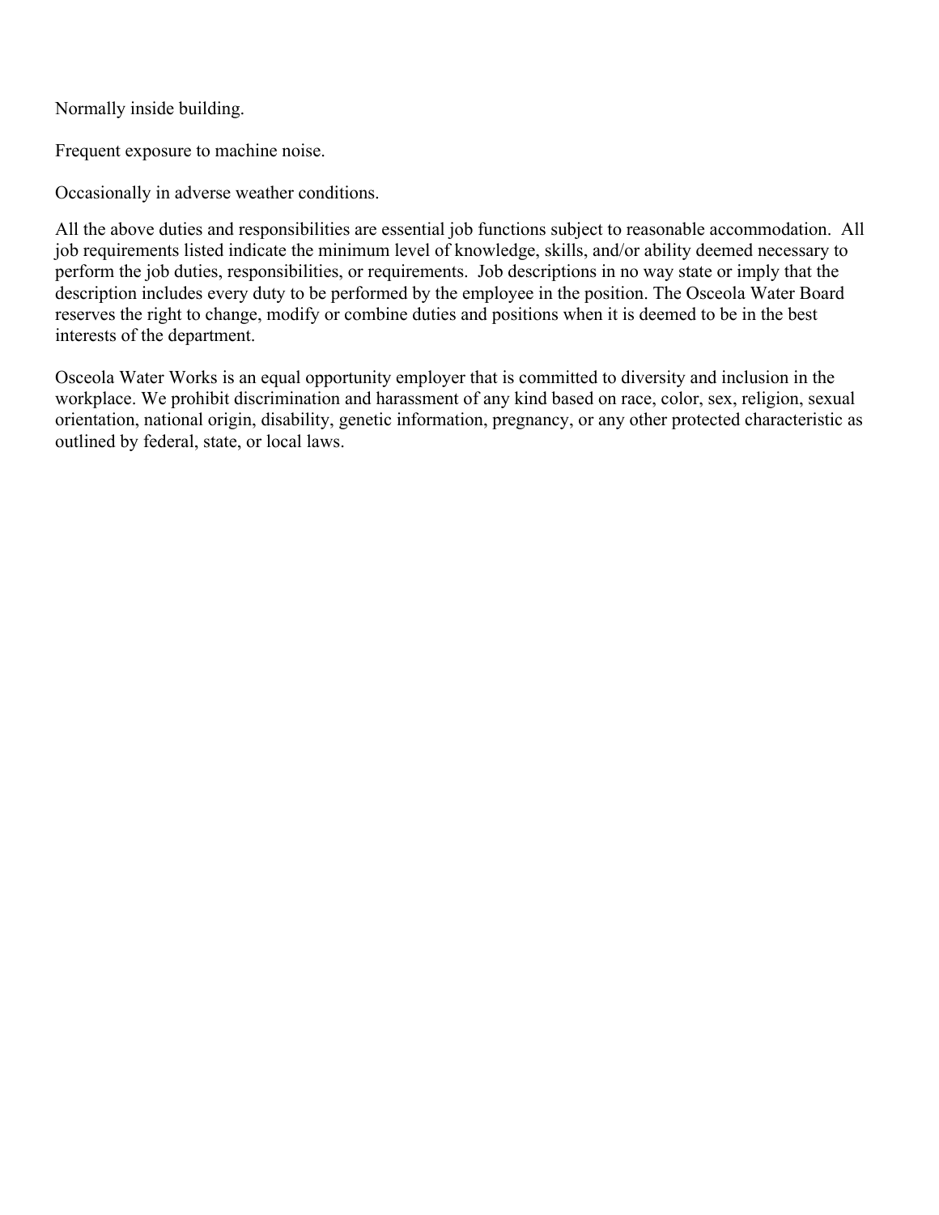Normally inside building.

Frequent exposure to machine noise.

Occasionally in adverse weather conditions.

All the above duties and responsibilities are essential job functions subject to reasonable accommodation. All job requirements listed indicate the minimum level of knowledge, skills, and/or ability deemed necessary to perform the job duties, responsibilities, or requirements. Job descriptions in no way state or imply that the description includes every duty to be performed by the employee in the position. The Osceola Water Board reserves the right to change, modify or combine duties and positions when it is deemed to be in the best interests of the department.

Osceola Water Works is an equal opportunity employer that is committed to diversity and inclusion in the workplace. We prohibit discrimination and harassment of any kind based on race, color, sex, religion, sexual orientation, national origin, disability, genetic information, pregnancy, or any other protected characteristic as outlined by federal, state, or local laws.